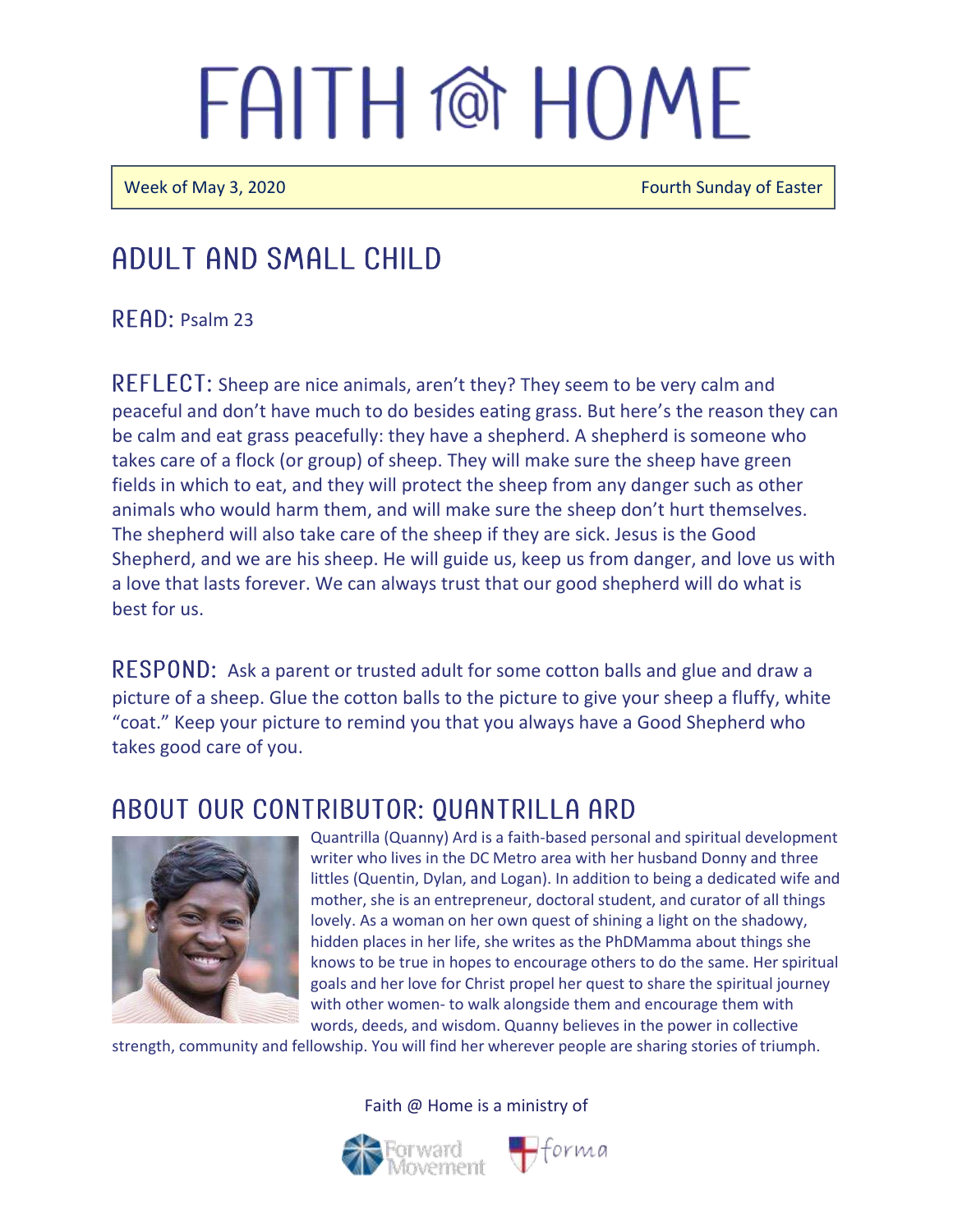# FAITH @ HOME

Week of May 3, 2020 — Fourth Sunday of Easter

## ADULT AND SMALL CHILD

**READ:** Psalm 23

**REFLECT:** Sheep are nice animals, aren't they? They seem to be very calm and peaceful and don't have much to do besides eating grass. But here's the reason they can be calm and eat grass peacefully: they have a shepherd. A shepherd is someone who takes care of a flock (or group) of sheep. They will make sure the sheep have green fields in which to eat, and they will protect the sheep from any danger such as other animals who would harm them, and will make sure the sheep don't hurt themselves. The shepherd will also take care of the sheep if they are sick. Jesus is the Good Shepherd, and we are his sheep. He will guide us, keep us from danger, and love us with a love that lasts forever. We can always trust that our good shepherd will do what is best for us.

**RESPOND:** Ask a parent or trusted adult for some cotton balls and glue and draw a picture of a sheep. Glue the cotton balls to the picture to give your sheep a fluffy, white "coat." Keep your picture to remind you that you always have a Good Shepherd who takes good care of you.

## ABOUT OUR CONTRIBUTOR: QUANTRILLA ARD

Quantrilla (Quanny) Ard is a faith-based personal and spiritual development writer who lives in the DC Metro area with her husband Donny and three littles (Quentin, Dylan, and Logan). In addition to being a dedicated wife and mother, she is an entrepreneur, doctoral student, and curator of all things lovely. As a woman on her own quest of shining a light on the shadowy, hidden places in her life, she writes as the PhDMamma about things she knows to be true in hopes to encourage others to do the same. Her spiritual goals and her love for Christ propel her quest to share the spiritual journey with other women- to walk alongside them and encourage them with words, deeds, and wisdom. Quanny believes in the power in collective strength, community and fellowship. You will find her wherever people are sharing stories of triumph.

Faith @ Home is a ministry of Forward Movement and forma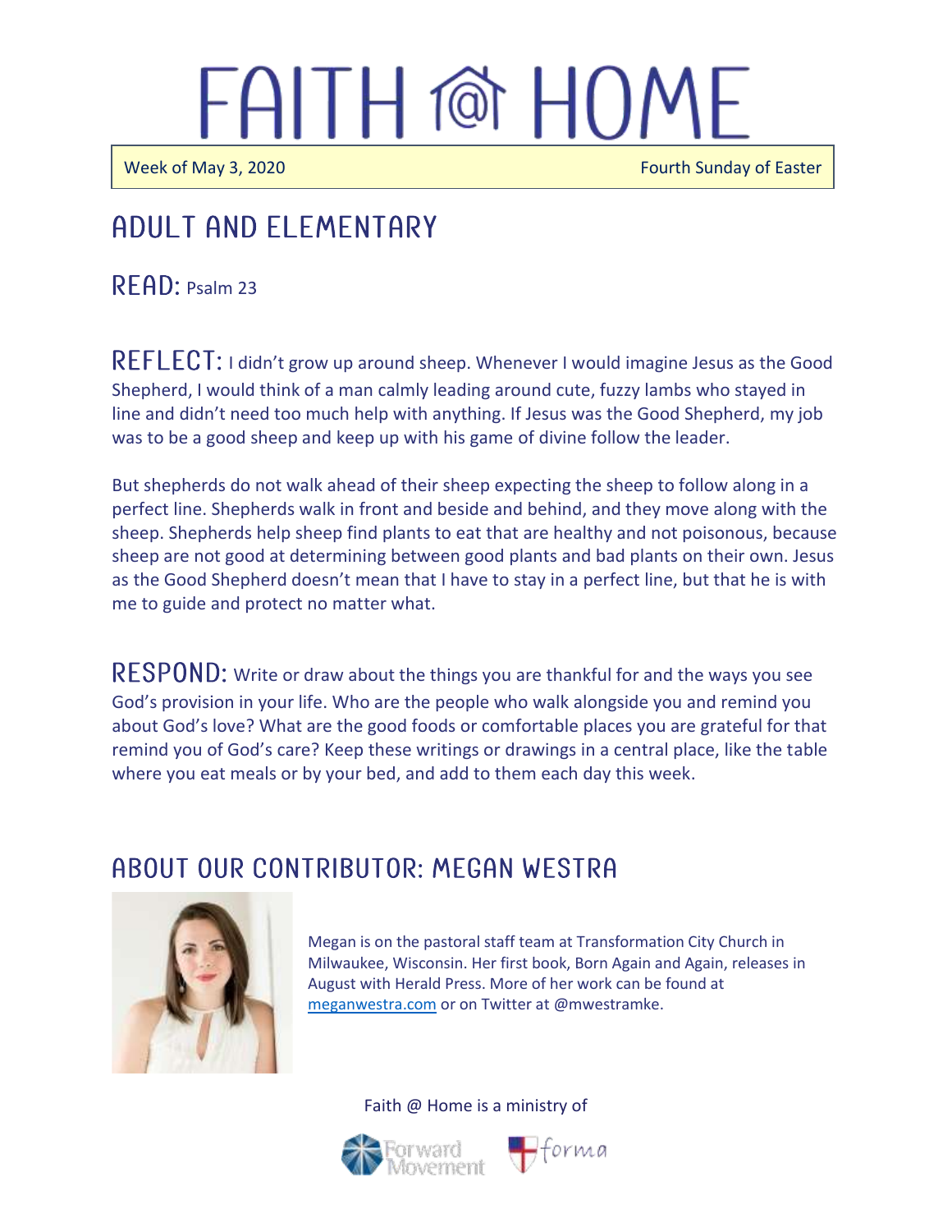# FAITH @ HOME

Week of May 3, 2020 | Fourth Sunday of Easter

## ADULT AND ELEMENTARY

**READ:** Psalm 23

**REFLECT:** I didn't grow up around sheep. Whenever I would imagine Jesus as the Good Shepherd, I would think of a man calmly leading around cute, fuzzy lambs who stayed in line and didn't need too much help with anything. If Jesus was the Good Shepherd, my job was to be a good sheep and keep up with his game of divine follow the leader.

But shepherds do not walk ahead of their sheep expecting the sheep to follow along in a perfect line. Shepherds walk in front and beside and behind, and they move along with the sheep. Shepherds help sheep find plants to eat that are healthy and not poisonous, because sheep are not good at determining between good plants and bad plants on their own. Jesus as the Good Shepherd doesn't mean that I have to stay in a perfect line, but that he is with me to guide and protect no matter what.

**RESPOND:** Write or draw about the things you are thankful for and the ways you see God's provision in your life. Who are the people who walk alongside you and remind you about God's love? What are the good foods or comfortable places you are grateful for that remind you of God's care? Keep these writings or drawings in a central place, like the table where you eat meals or by your bed, and add to them each day this week.

## ABOUT OUR CONTRIBUTOR: MEGAN WESTRA

Megan is on the pastoral staff team at Transformation City Church in Milwaukee, Wisconsin. Her first book, Born Again and Again, releases in August with Herald Press. More of her work can be found at meganwestra.com or on Twitter at @mwestramke.

Faith @ Home is a ministry of Forward Movement and forma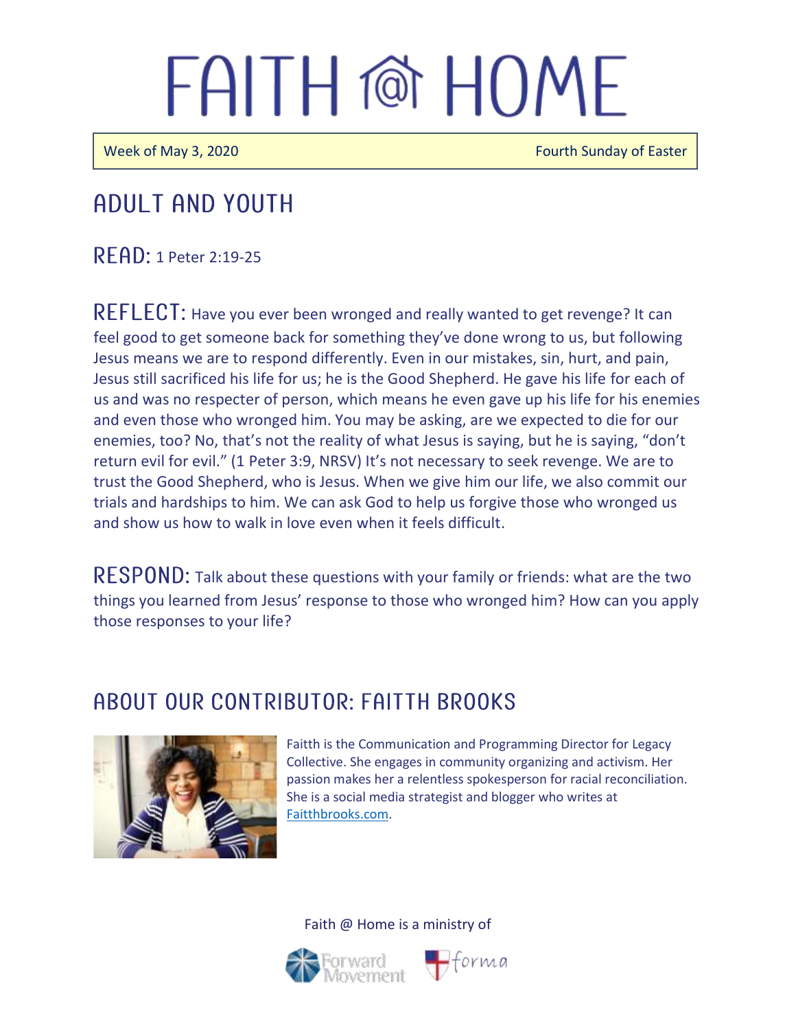# FAITH @ HOME

Week of May 3, 2020 | Fourth Sunday of Easter

## ADULT AND YOUTH

**READ:** 1 Peter 2:19-25

**REFLECT:** Have you ever been wronged and really wanted to get revenge? It can feel good to get someone back for something they've done wrong to us, but following Jesus means we are to respond differently. Even in our mistakes, sin, hurt, and pain, Jesus still sacrificed his life for us; he is the Good Shepherd. He gave his life for each of us and was no respecter of person, which means he even gave up his life for his enemies and even those who wronged him. You may be asking, are we expected to die for our enemies, too? No, that's not the reality of what Jesus is saying, but he is saying, "don't return evil for evil." (1 Peter 3:9, NRSV) It's not necessary to seek revenge. We are to trust the Good Shepherd, who is Jesus. When we give him our life, we also commit our trials and hardships to him. We can ask God to help us forgive those who wronged us and show us how to walk in love even when it feels difficult.

**RESPOND:** Talk about these questions with your family or friends: what are the two things you learned from Jesus' response to those who wronged him? How can you apply those responses to your life?

## ABOUT OUR CONTRIBUTOR: FAITTH BROOKS

Faitth is the Communication and Programming Director for Legacy Collective. She engages in community organizing and activism. Her passion makes her a relentless spokesperson for racial reconciliation. She is a social media strategist and blogger who writes at Faitthbrooks.com.

Faith @ Home is a ministry of Forward Movement and forma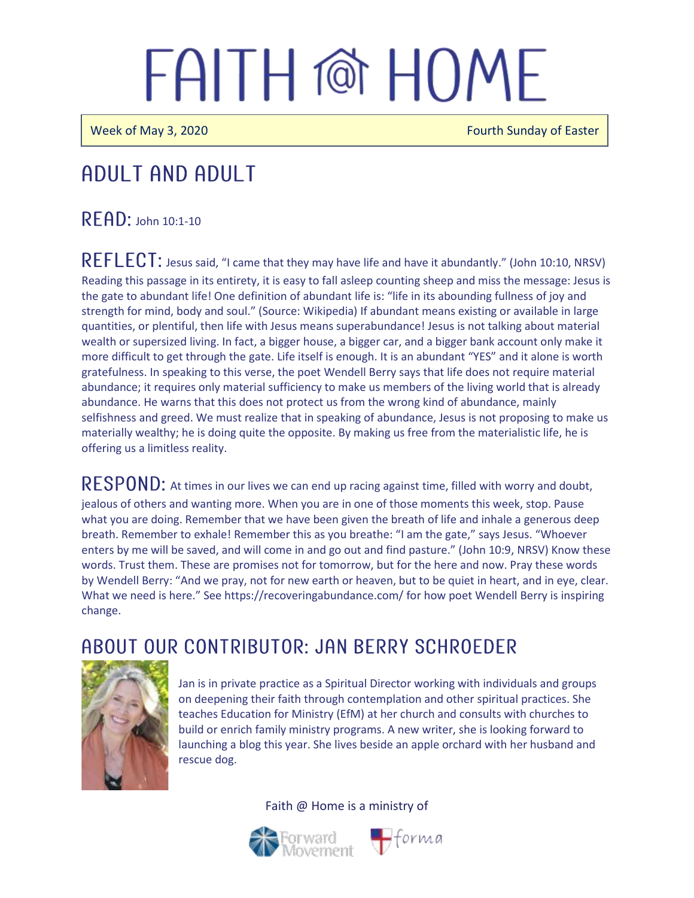# FAITH @ HOME

Week of May 3, 2020 Fourth Sunday of Easter

## ADULT AND ADULT

### READ: John 10:1-10

**REFLECT:** Jesus said, "I came that they may have life and have it abundantly." (John 10:10, NRSV) Reading this passage in its entirety, it is easy to fall asleep counting sheep and miss the message: Jesus is the gate to abundant life! One definition of abundant life is: "life in its abounding fullness of joy and strength for mind, body and soul." (Source: Wikipedia) If abundant means existing or available in large quantities, or plentiful, then life with Jesus means superabundance! Jesus is not talking about material wealth or supersized living. In fact, a bigger house, a bigger car, and a bigger bank account only make it more difficult to get through the gate. Life itself is enough. It is an abundant "YES" and it alone is worth gratefulness. In speaking to this verse, the poet Wendell Berry says that life does not require material abundance; it requires only material sufficiency to make us members of the living world that is already abundance. He warns that this does not protect us from the wrong kind of abundance, mainly selfishness and greed. We must realize that in speaking of abundance, Jesus is not proposing to make us materially wealthy; he is doing quite the opposite. By making us free from the materialistic life, he is offering us a limitless reality.

**RESPOND:** At times in our lives we can end up racing against time, filled with worry and doubt, jealous of others and wanting more. When you are in one of those moments this week, stop. Pause what you are doing. Remember that we have been given the breath of life and inhale a generous deep breath. Remember to exhale! Remember this as you breathe: "I am the gate," says Jesus. "Whoever enters by me will be saved, and will come in and go out and find pasture." (John 10:9, NRSV) Know these words. Trust them. These are promises not for tomorrow, but for the here and now. Pray these words by Wendell Berry: "And we pray, not for new earth or heaven, but to be quiet in heart, and in eye, clear. What we need is here." See https://recoveringabundance.com/ for how poet Wendell Berry is inspiring change.

## ABOUT OUR CONTRIBUTOR: JAN BERRY SCHROEDER

Jan is in private practice as a Spiritual Director working with individuals and groups on deepening their faith through contemplation and other spiritual practices. She teaches Education for Ministry (EfM) at her church and consults with churches to build or enrich family ministry programs. A new writer, she is looking forward to launching a blog this year. She lives beside an apple orchard with her husband and rescue dog.

Faith @ Home is a ministry of

Forward Movement forma